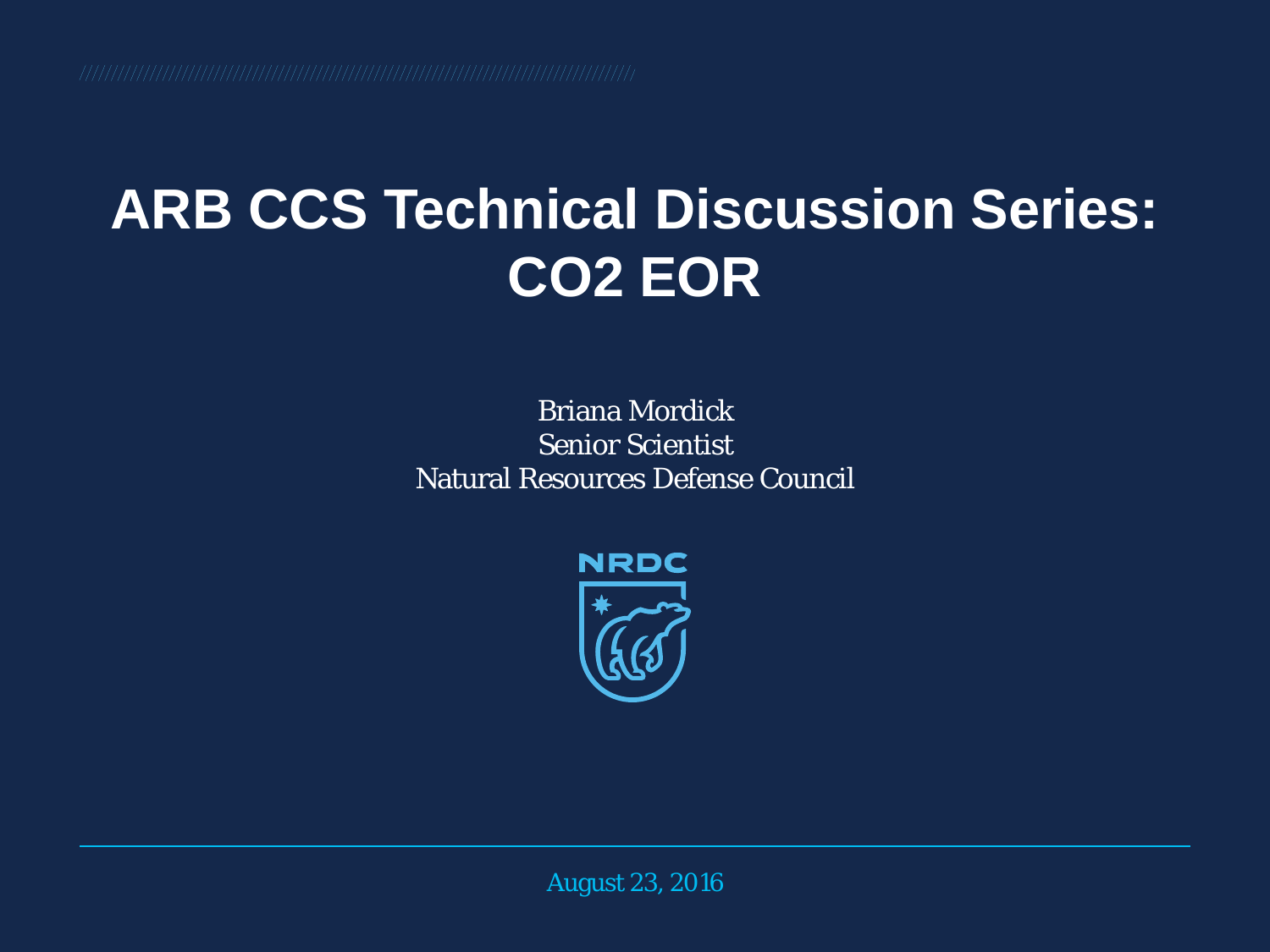# ARB CCS Technical Discussion Series: CO2 EOR

Briana Mordick
Senior Scientist
Natural Resources Defense Council

NRDC

August 23, 2016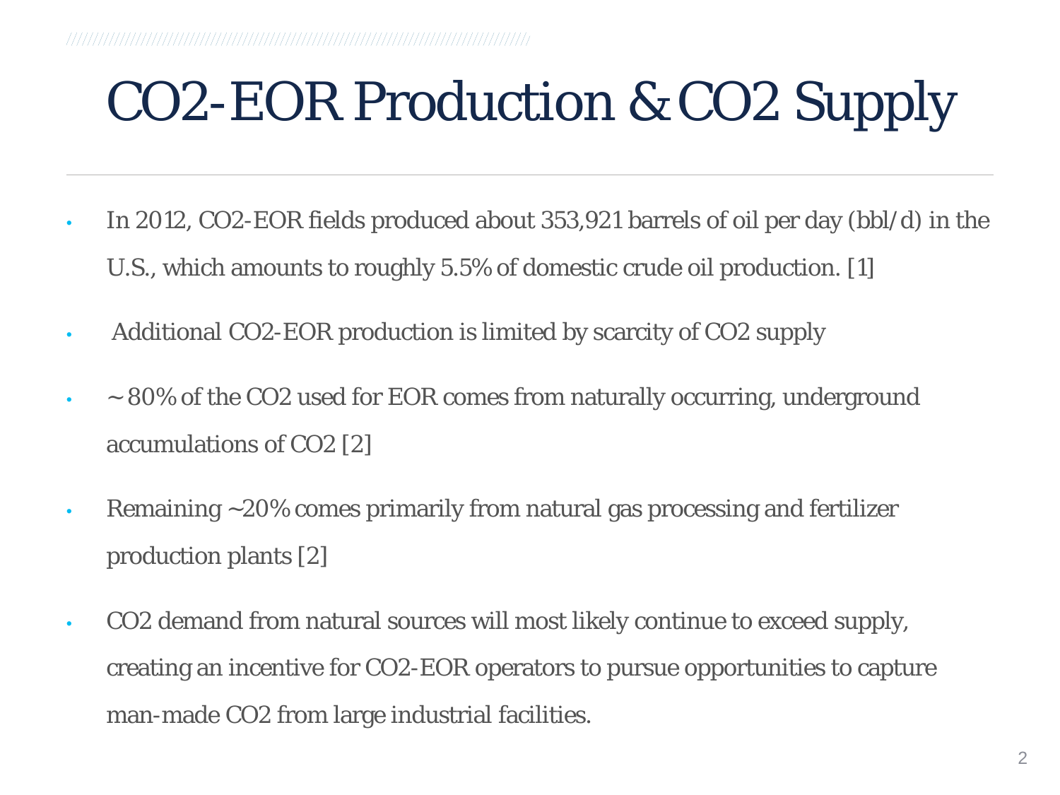# $CO_2$-EOR Production & $CO_2$ Supply

- In 2012, $CO_2$-EOR fields produced about 353,921 barrels of oil per day (bbl/d) in the U.S., which amounts to roughly 5.5% of domestic crude oil production. [1]
- Additional $CO_2$-EOR production is limited by scarcity of $CO_2$ supply
- ~ 80% of the $CO_2$ used for EOR comes from naturally occurring, underground accumulations of $CO_2$ [2]
- Remaining ~20% comes primarily from natural gas processing and fertilizer production plants [2]
- $CO_2$ demand from natural sources will most likely continue to exceed supply, creating an incentive for $CO_2$-EOR operators to pursue opportunities to capture man-made $CO_2$ from large industrial facilities.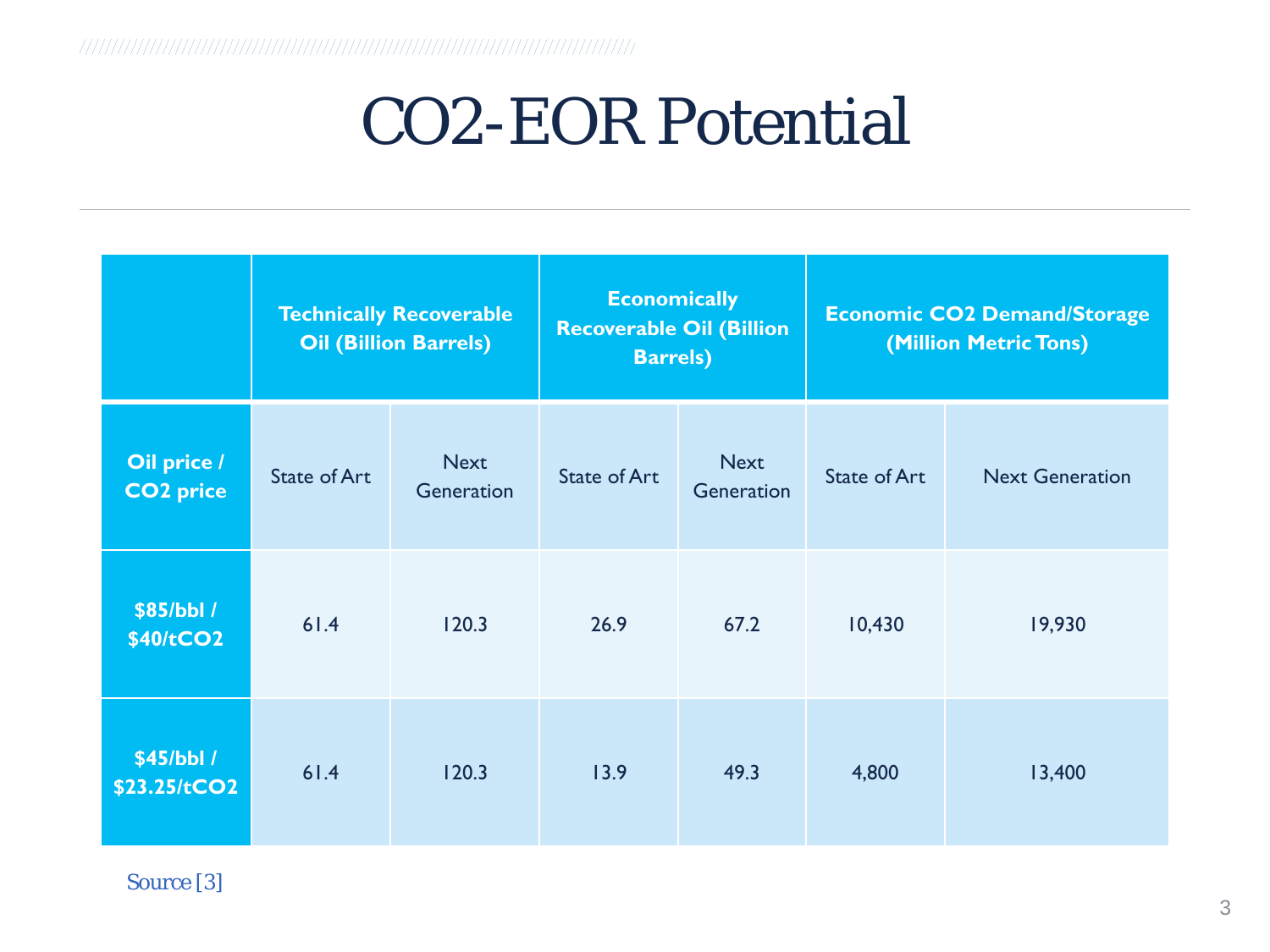# $CO_2$-EOR Potential

| | Technically Recoverable Oil (Billion Barrels) | | Economically Recoverable Oil (Billion Barrels) | | Economic $CO_2$ Demand/Storage (Million Metric Tons) | |
|---|---|---|---|---|---|---|
| **Oil price / $CO_2$ price** | State of Art | Next Generation | State of Art | Next Generation | State of Art | Next Generation |
| **\$85/bbl / \$40/t$CO_2$** | 61.4 | 120.3 | 26.9 | 67.2 | 10,430 | 19,930 |
| **\$45/bbl / \$23.25/t$CO_2$** | 61.4 | 120.3 | 13.9 | 49.3 | 4,800 | 13,400 |

Source [3]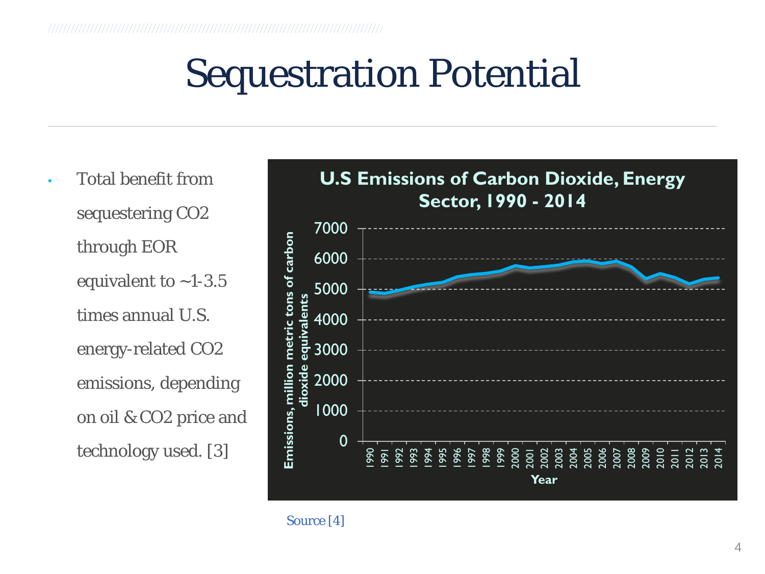# Sequestration Potential

- Total benefit from sequestering $CO_2$ through EOR equivalent to ~1-3.5 times annual U.S. energy-related $CO_2$ emissions, depending on oil & $CO_2$ price and technology used. [3]

**U.S Emissions of Carbon Dioxide, Energy Sector, 1990 - 2014**

Source [4]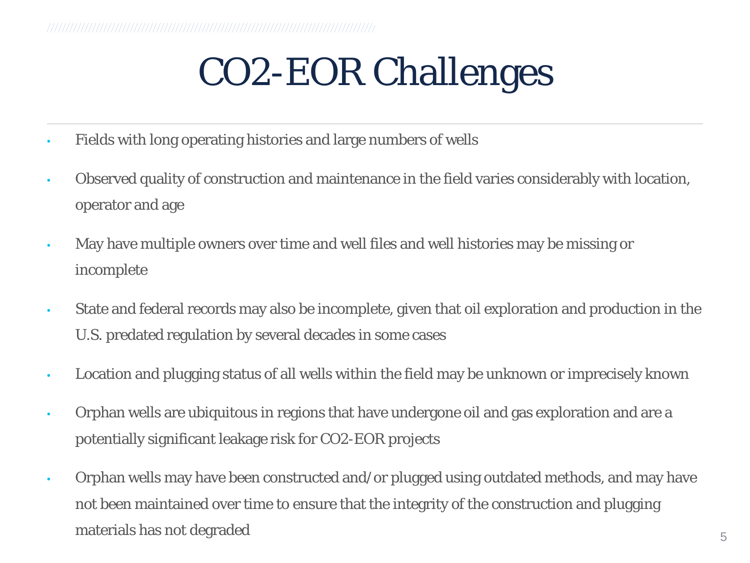# $CO_2$-EOR Challenges

- Fields with long operating histories and large numbers of wells
- Observed quality of construction and maintenance in the field varies considerably with location, operator and age
- May have multiple owners over time and well files and well histories may be missing or incomplete
- State and federal records may also be incomplete, given that oil exploration and production in the U.S. predated regulation by several decades in some cases
- Location and plugging status of all wells within the field may be unknown or imprecisely known
- Orphan wells are ubiquitous in regions that have undergone oil and gas exploration and are a potentially significant leakage risk for $CO_2$-EOR projects
- Orphan wells may have been constructed and/or plugged using outdated methods, and may have not been maintained over time to ensure that the integrity of the construction and plugging materials has not degraded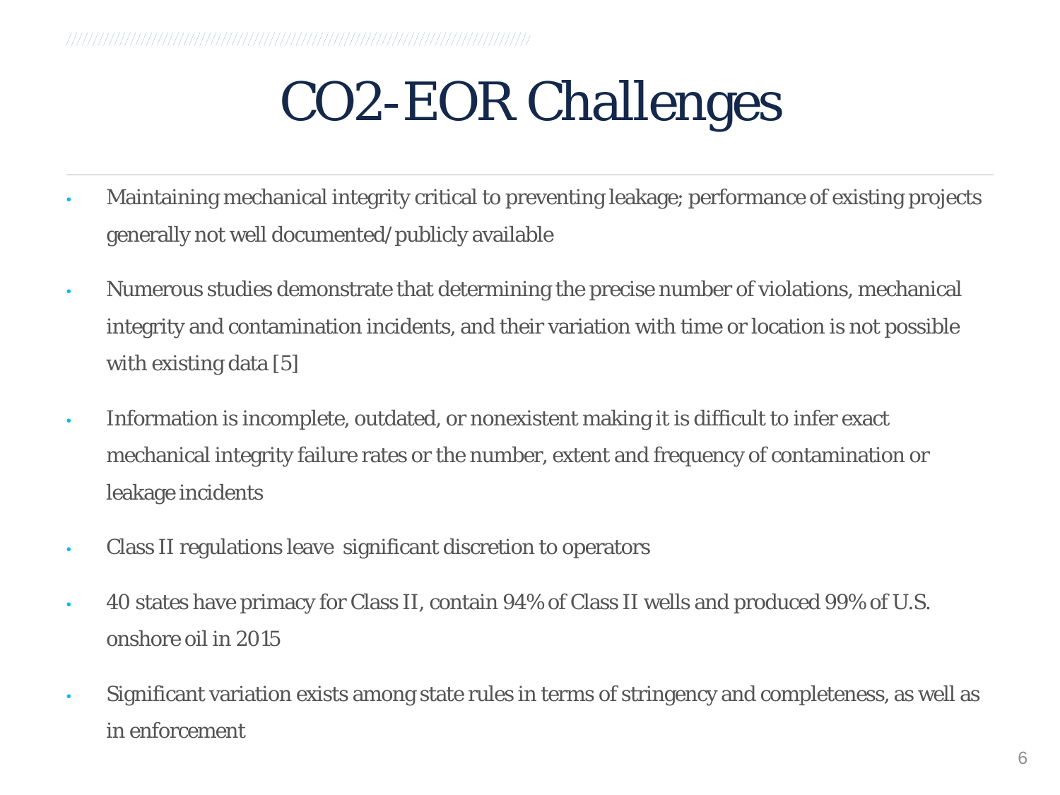# $CO_2$-EOR Challenges

- Maintaining mechanical integrity critical to preventing leakage; performance of existing projects generally not well documented/publicly available
- Numerous studies demonstrate that determining the precise number of violations, mechanical integrity and contamination incidents, and their variation with time or location is not possible with existing data [5]
- Information is incomplete, outdated, or nonexistent making it is difficult to infer exact mechanical integrity failure rates or the number, extent and frequency of contamination or leakage incidents
- Class II regulations leave significant discretion to operators
- 40 states have primacy for Class II, contain 94% of Class II wells and produced 99% of U.S. onshore oil in 2015
- Significant variation exists among state rules in terms of stringency and completeness, as well as in enforcement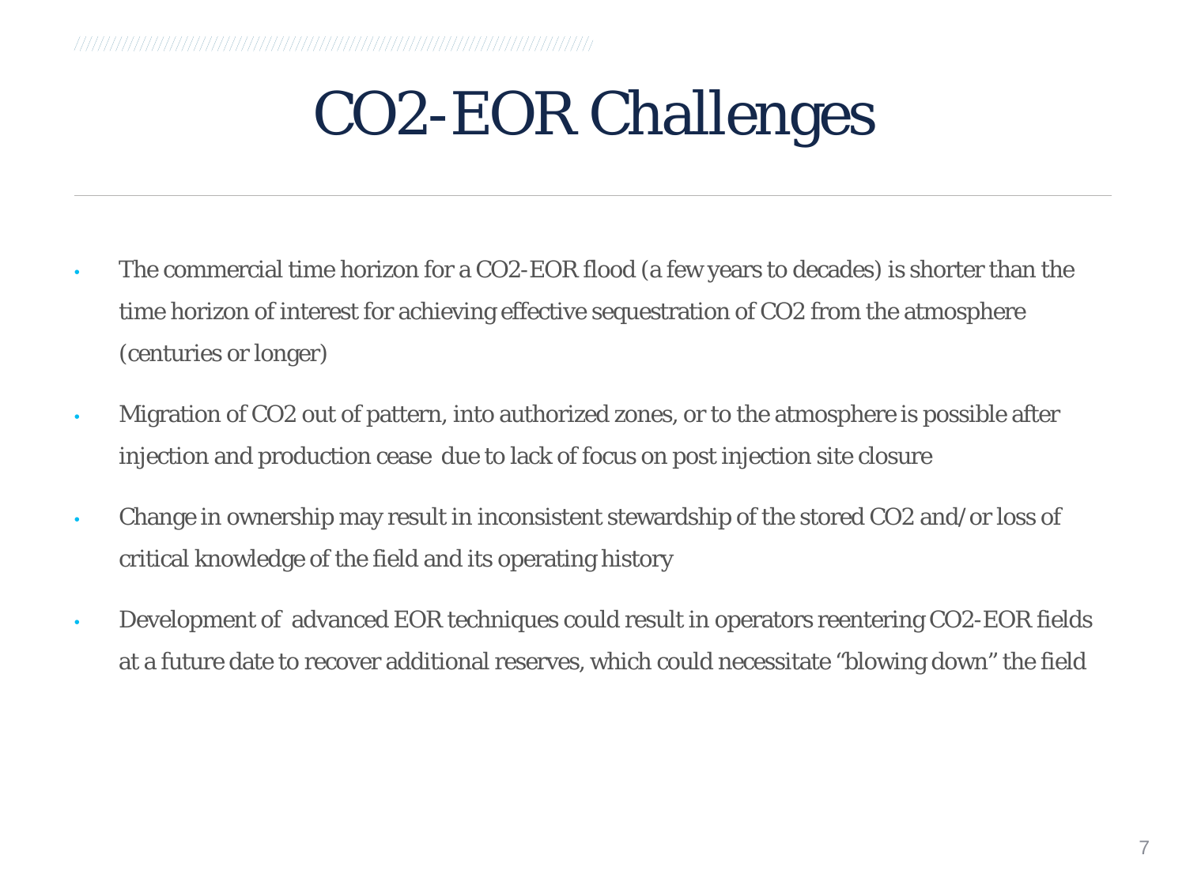# CO2-EOR Challenges

- The commercial time horizon for a $CO_2$-EOR flood (a few years to decades) is shorter than the time horizon of interest for achieving effective sequestration of $CO_2$ from the atmosphere (centuries or longer)
- Migration of $CO_2$ out of pattern, into authorized zones, or to the atmosphere is possible after injection and production cease due to lack of focus on post injection site closure
- Change in ownership may result in inconsistent stewardship of the stored $CO_2$ and/or loss of critical knowledge of the field and its operating history
- Development of advanced EOR techniques could result in operators reentering $CO_2$-EOR fields at a future date to recover additional reserves, which could necessitate "blowing down" the field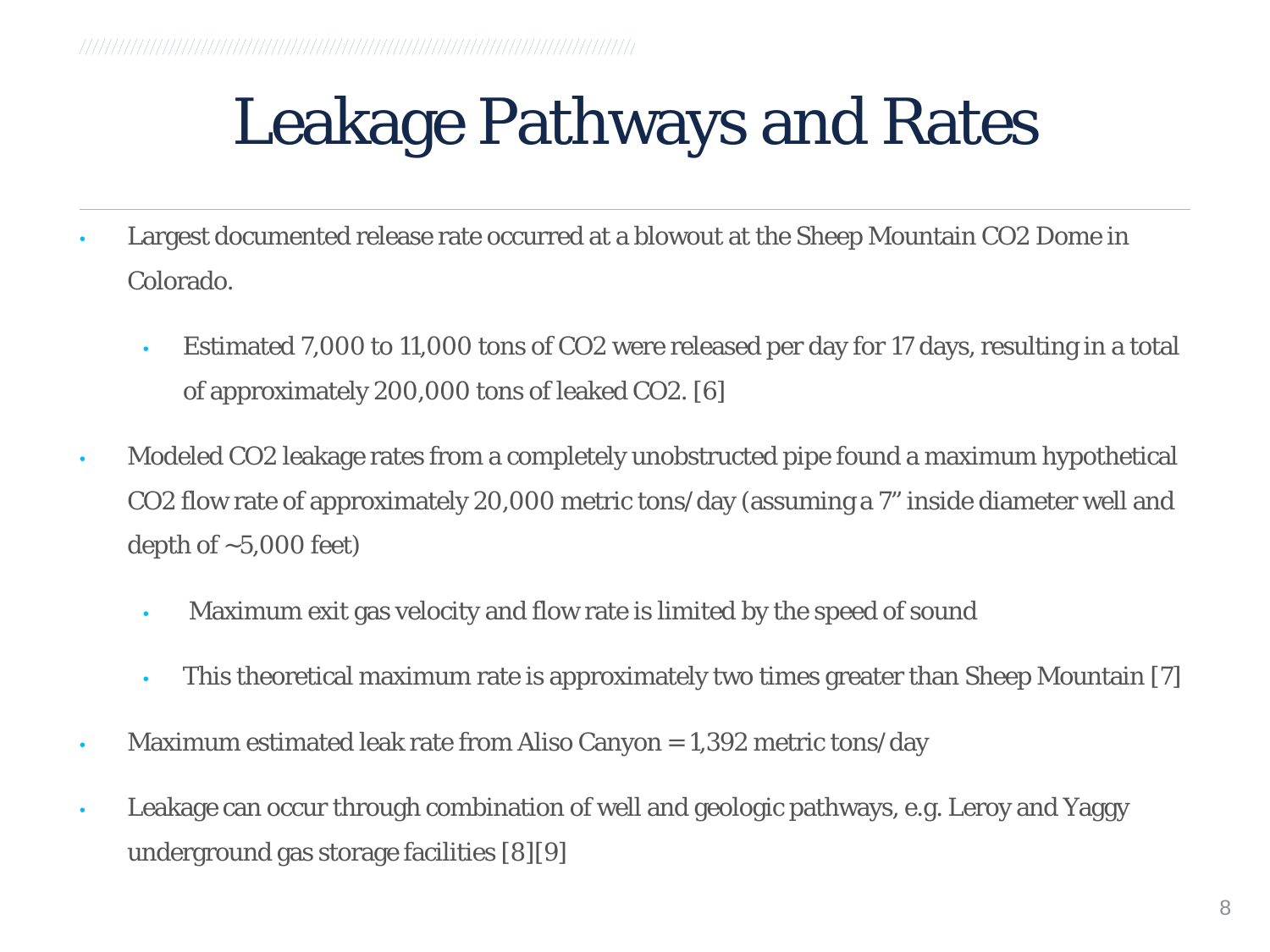# Leakage Pathways and Rates

- Largest documented release rate occurred at a blowout at the Sheep Mountain $CO_2$ Dome in Colorado.
  - Estimated 7,000 to 11,000 tons of $CO_2$ were released per day for 17 days, resulting in a total of approximately 200,000 tons of leaked $CO_2$. [6]
- Modeled $CO_2$ leakage rates from a completely unobstructed pipe found a maximum hypothetical $CO_2$ flow rate of approximately 20,000 metric tons/day (assuming a 7" inside diameter well and depth of ~5,000 feet)
  - Maximum exit gas velocity and flow rate is limited by the speed of sound
  - This theoretical maximum rate is approximately two times greater than Sheep Mountain [7]
- Maximum estimated leak rate from Aliso Canyon = 1,392 metric tons/day
- Leakage can occur through combination of well and geologic pathways, e.g. Leroy and Yaggy underground gas storage facilities [8][9]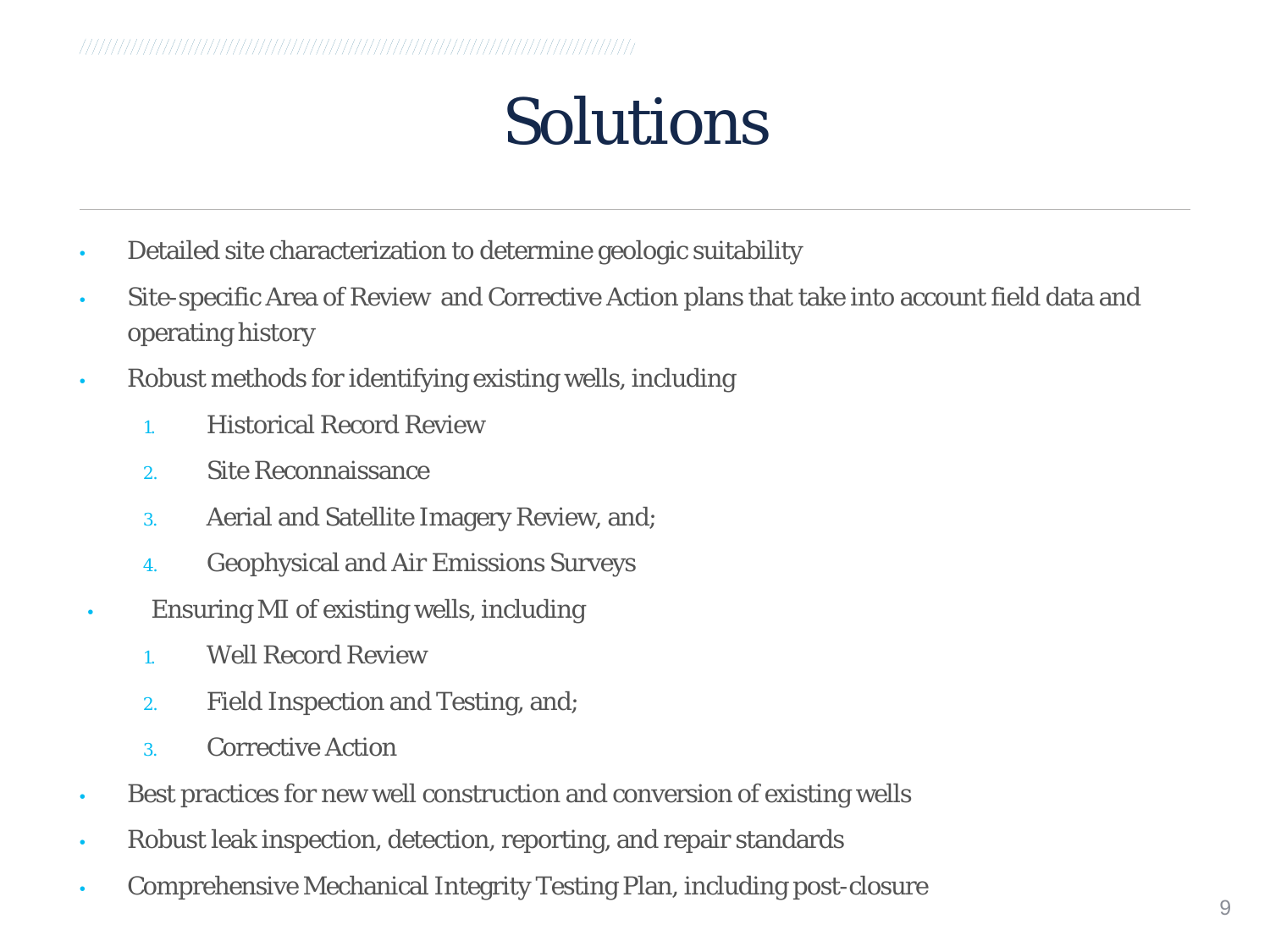# Solutions

- Detailed site characterization to determine geologic suitability
- Site-specific Area of Review and Corrective Action plans that take into account field data and operating history
- Robust methods for identifying existing wells, including
  1. Historical Record Review
  2. Site Reconnaissance
  3. Aerial and Satellite Imagery Review, and;
  4. Geophysical and Air Emissions Surveys
- Ensuring MI of existing wells, including
  1. Well Record Review
  2. Field Inspection and Testing, and;
  3. Corrective Action
- Best practices for new well construction and conversion of existing wells
- Robust leak inspection, detection, reporting, and repair standards
- Comprehensive Mechanical Integrity Testing Plan, including post-closure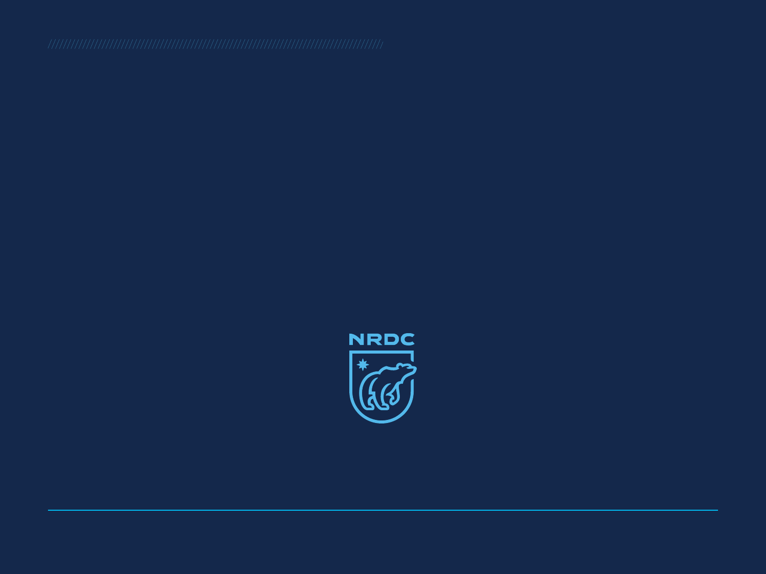NRDC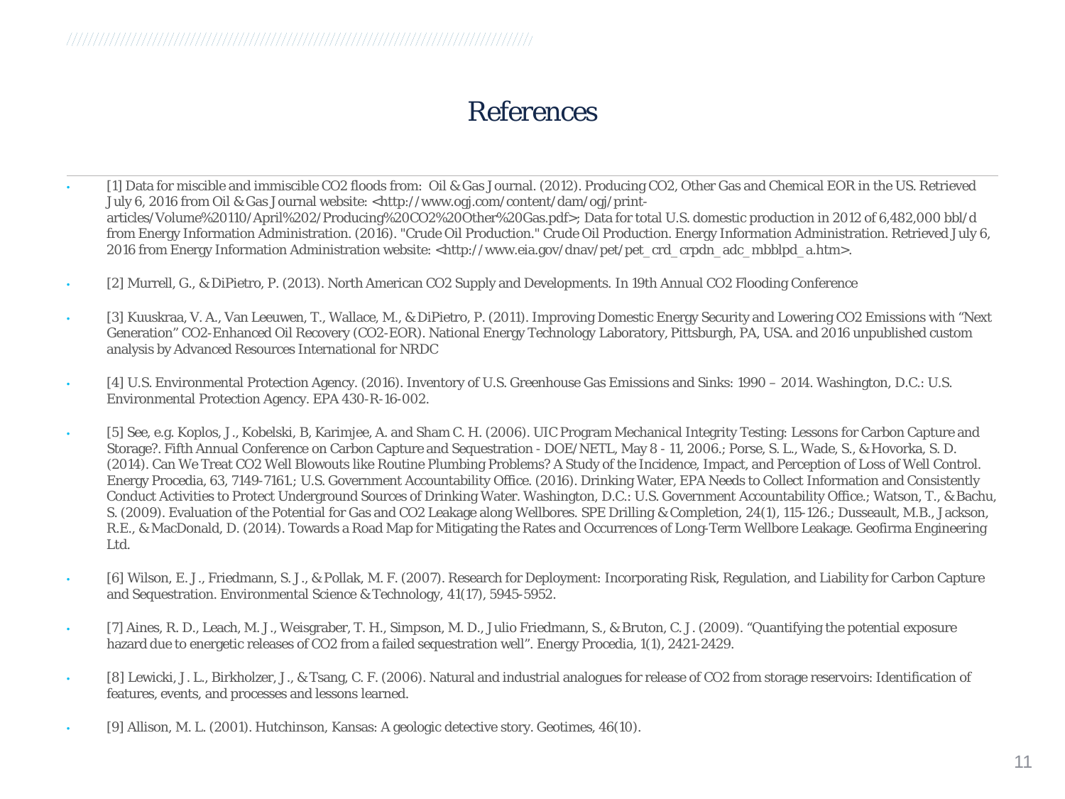# References

- [1] Data for miscible and immiscible $CO_2$ floods from: Oil & Gas Journal. (2012). Producing $CO_2$, Other Gas and Chemical EOR in the US. Retrieved July 6, 2016 from Oil & Gas Journal website: <http://www.ogj.com/content/dam/ogj/print-articles/Volume%20110/April%202/Producing%20CO2%20Other%20Gas.pdf>; Data for total U.S. domestic production in 2012 of 6,482,000 bbl/d from Energy Information Administration. (2016). "Crude Oil Production." Crude Oil Production. Energy Information Administration. Retrieved July 6, 2016 from Energy Information Administration website: <http://www.eia.gov/dnav/pet/pet_crd_crpdn_adc_mbblpd_a.htm>.

- [2] Murrell, G., & DiPietro, P. (2013). North American $CO_2$ Supply and Developments. In 19th Annual $CO_2$ Flooding Conference

- [3] Kuuskraa, V. A., Van Leeuwen, T., Wallace, M., & DiPietro, P. (2011). Improving Domestic Energy Security and Lowering $CO_2$ Emissions with "Next Generation" $CO_2$-Enhanced Oil Recovery ($CO_2$-EOR). National Energy Technology Laboratory, Pittsburgh, PA, USA. and 2016 unpublished custom analysis by Advanced Resources International for NRDC

- [4] U.S. Environmental Protection Agency. (2016). Inventory of U.S. Greenhouse Gas Emissions and Sinks: 1990 – 2014. Washington, D.C.: U.S. Environmental Protection Agency. EPA 430-R-16-002.

- [5] See, e.g. Koplos, J., Kobelski, B, Karimjee, A. and Sham C. H. (2006). UIC Program Mechanical Integrity Testing: Lessons for Carbon Capture and Storage?. Fifth Annual Conference on Carbon Capture and Sequestration - DOE/NETL, May 8 - 11, 2006.; Porse, S. L., Wade, S., & Hovorka, S. D. (2014). Can We Treat $CO_2$ Well Blowouts like Routine Plumbing Problems? A Study of the Incidence, Impact, and Perception of Loss of Well Control. Energy Procedia, 63, 7149-7161.; U.S. Government Accountability Office. (2016). Drinking Water, EPA Needs to Collect Information and Consistently Conduct Activities to Protect Underground Sources of Drinking Water. Washington, D.C.: U.S. Government Accountability Office.; Watson, T., & Bachu, S. (2009). Evaluation of the Potential for Gas and $CO_2$ Leakage along Wellbores. SPE Drilling & Completion, 24(1), 115-126.; Dusseault, M.B., Jackson, R.E., & MacDonald, D. (2014). Towards a Road Map for Mitigating the Rates and Occurrences of Long-Term Wellbore Leakage. Geofirma Engineering Ltd.

- [6] Wilson, E. J., Friedmann, S. J., & Pollak, M. F. (2007). Research for Deployment: Incorporating Risk, Regulation, and Liability for Carbon Capture and Sequestration. Environmental Science & Technology, 41(17), 5945-5952.

- [7] Aines, R. D., Leach, M. J., Weisgraber, T. H., Simpson, M. D., Julio Friedmann, S., & Bruton, C. J. (2009). "Quantifying the potential exposure hazard due to energetic releases of $CO_2$ from a failed sequestration well". Energy Procedia, 1(1), 2421-2429.

- [8] Lewicki, J. L., Birkholzer, J., & Tsang, C. F. (2006). Natural and industrial analogues for release of $CO_2$ from storage reservoirs: Identification of features, events, and processes and lessons learned.

- [9] Allison, M. L. (2001). Hutchinson, Kansas: A geologic detective story. Geotimes, 46(10).